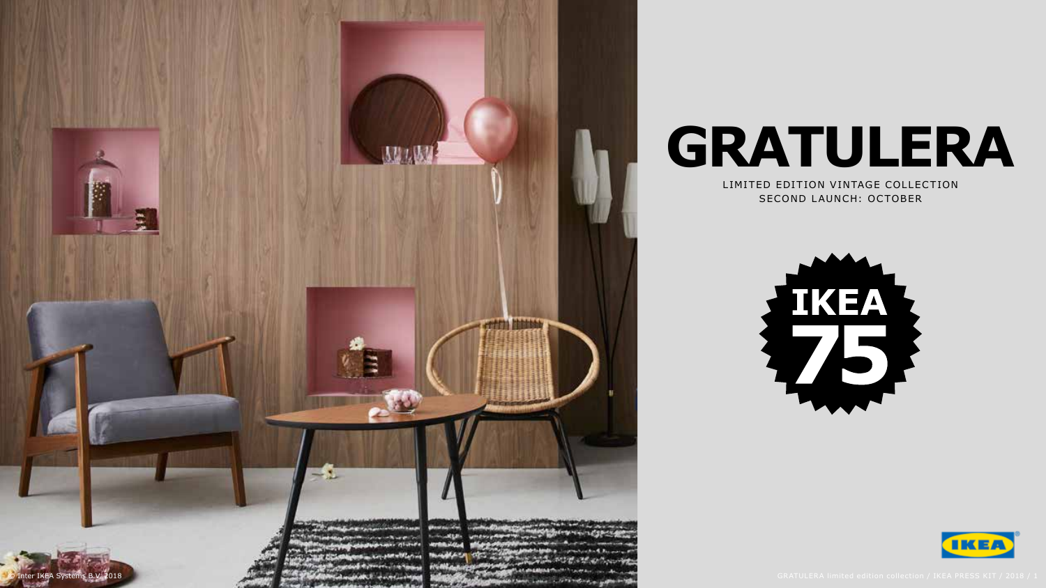# GRATULERA

LIMITED EDITION VINTAGE COLLECTION
SECOND LAUNCH: OCTOBER

IKEA 75

© Inter IKEA Systems B.V. 2018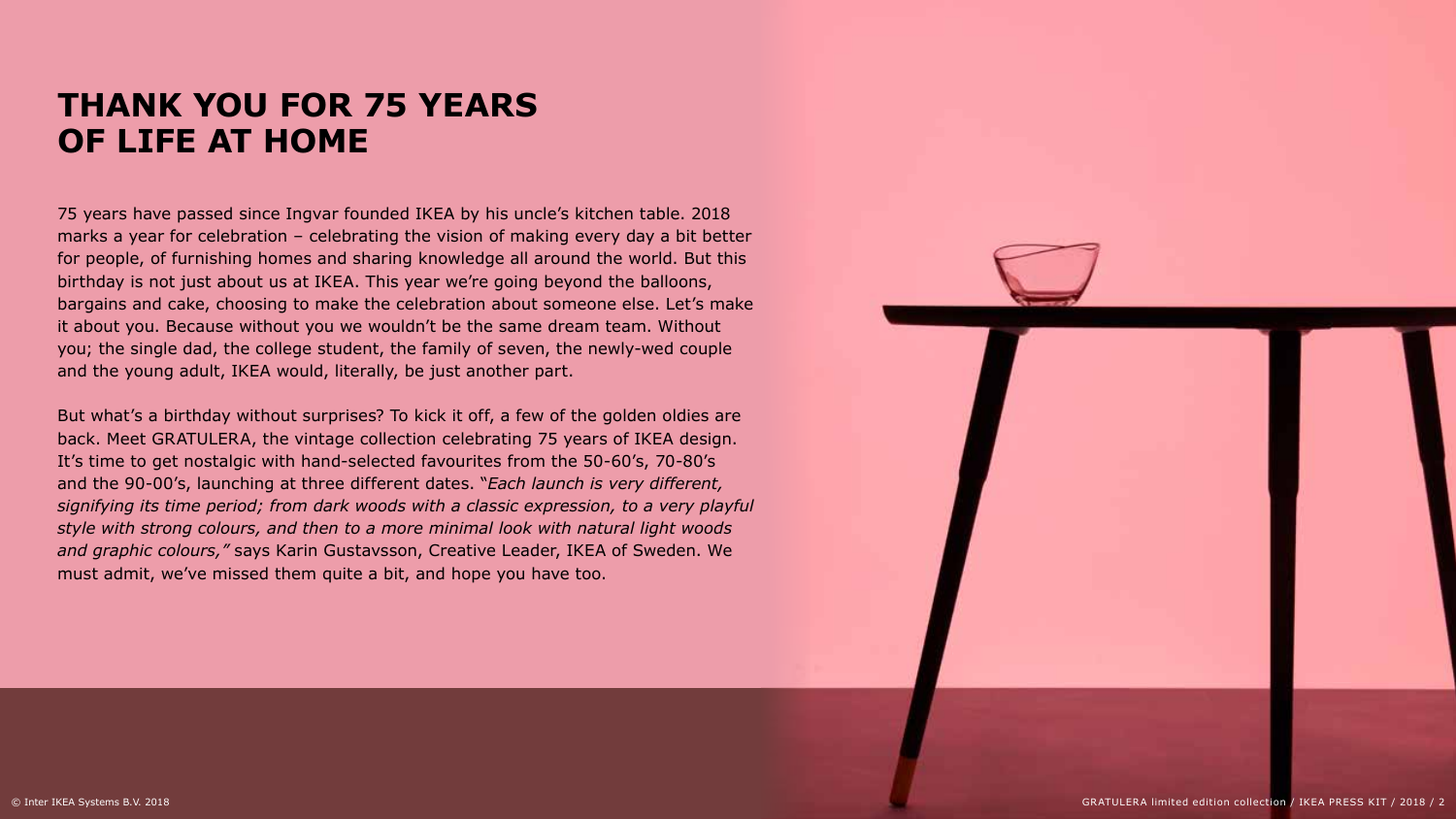# THANK YOU FOR 75 YEARS OF LIFE AT HOME

75 years have passed since Ingvar founded IKEA by his uncle's kitchen table. 2018 marks a year for celebration – celebrating the vision of making every day a bit better for people, of furnishing homes and sharing knowledge all around the world. But this birthday is not just about us at IKEA. This year we're going beyond the balloons, bargains and cake, choosing to make the celebration about someone else. Let's make it about you. Because without you we wouldn't be the same dream team. Without you; the single dad, the college student, the family of seven, the newly-wed couple and the young adult, IKEA would, literally, be just another part.

But what's a birthday without surprises? To kick it off, a few of the golden oldies are back. Meet GRATULERA, the vintage collection celebrating 75 years of IKEA design. It's time to get nostalgic with hand-selected favourites from the 50-60's, 70-80's and the 90-00's, launching at three different dates. "*Each launch is very different, signifying its time period; from dark woods with a classic expression, to a very playful style with strong colours, and then to a more minimal look with natural light woods and graphic colours,"* says Karin Gustavsson, Creative Leader, IKEA of Sweden. We must admit, we've missed them quite a bit, and hope you have too.

© Inter IKEA Systems B.V. 2018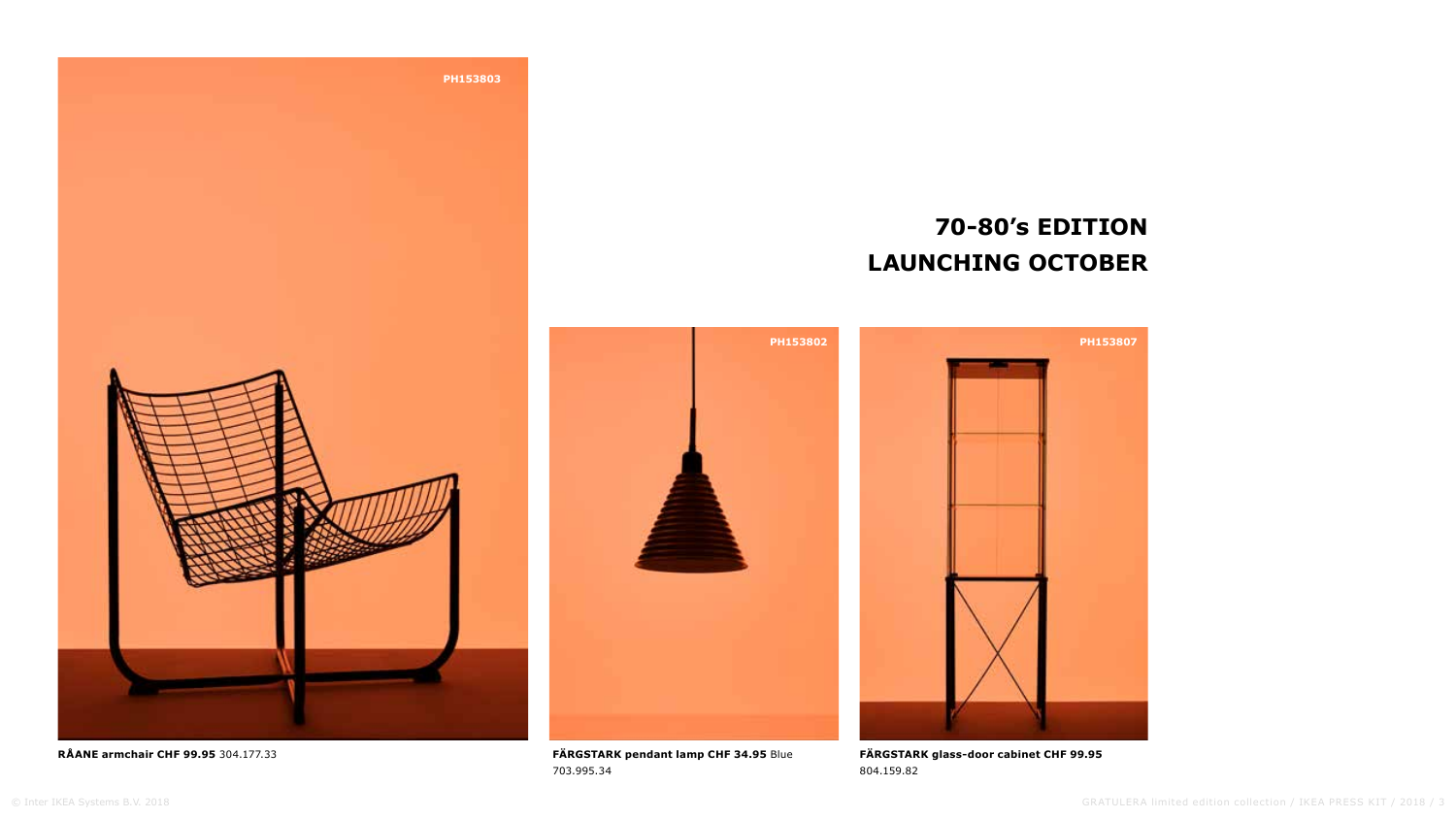# 70-80’s EDITION LAUNCHING OCTOBER

PH153803

**RÅANE armchair CHF 99.95** 304.177.33

PH153802

**FÄRGSTARK pendant lamp CHF 34.95** Blue 703.995.34

PH153807

**FÄRGSTARK glass-door cabinet CHF 99.95** 804.159.82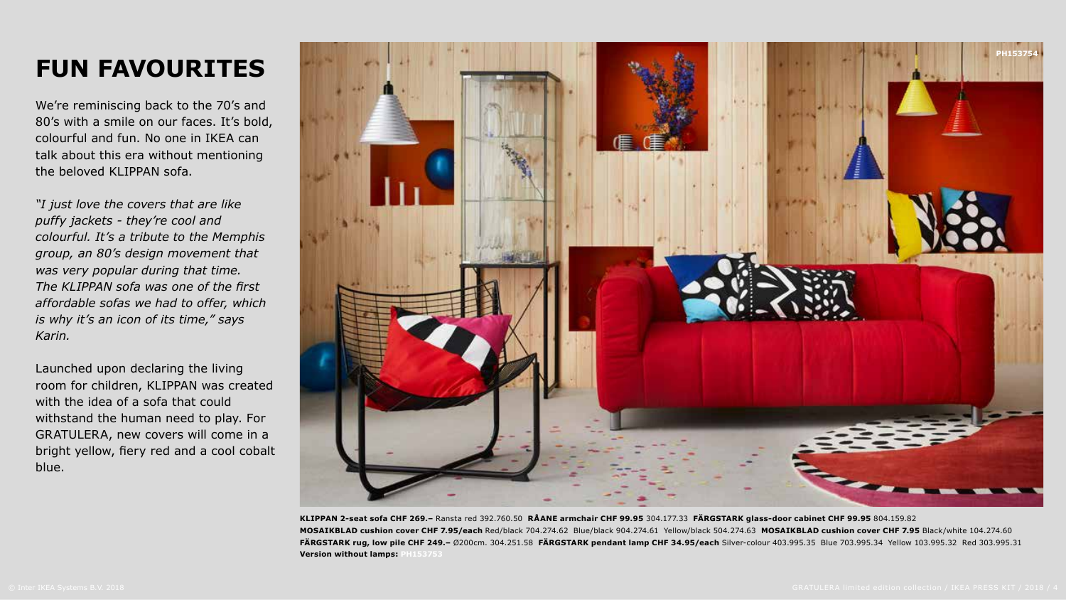# FUN FAVOURITES

We're reminiscing back to the 70's and 80's with a smile on our faces. It's bold, colourful and fun. No one in IKEA can talk about this era without mentioning the beloved KLIPPAN sofa.

*"I just love the covers that are like puffy jackets - they're cool and colourful. It's a tribute to the Memphis group, an 80's design movement that was very popular during that time. The KLIPPAN sofa was one of the first affordable sofas we had to offer, which is why it's an icon of its time," says Karin.*

Launched upon declaring the living room for children, KLIPPAN was created with the idea of a sofa that could withstand the human need to play. For GRATULERA, new covers will come in a bright yellow, fiery red and a cool cobalt blue.

PH153754

**KLIPPAN 2-seat sofa CHF 269.–** Ransta red 392.760.50 **RÅANE armchair CHF 99.95** 304.177.33 **FÄRGSTARK glass-door cabinet CHF 99.95** 804.159.82
**MOSAIKBLAD cushion cover CHF 7.95/each** Red/black 704.274.62 Blue/black 904.274.61 Yellow/black 504.274.63 **MOSAIKBLAD cushion cover CHF 7.95** Black/white 104.274.60
**FÄRGSTARK rug, low pile CHF 249.–** Ø200cm. 304.251.58 **FÄRGSTARK pendant lamp CHF 34.95/each** Silver-colour 403.995.35 Blue 703.995.34 Yellow 103.995.32 Red 303.995.31
**Version without lamps:** PH153753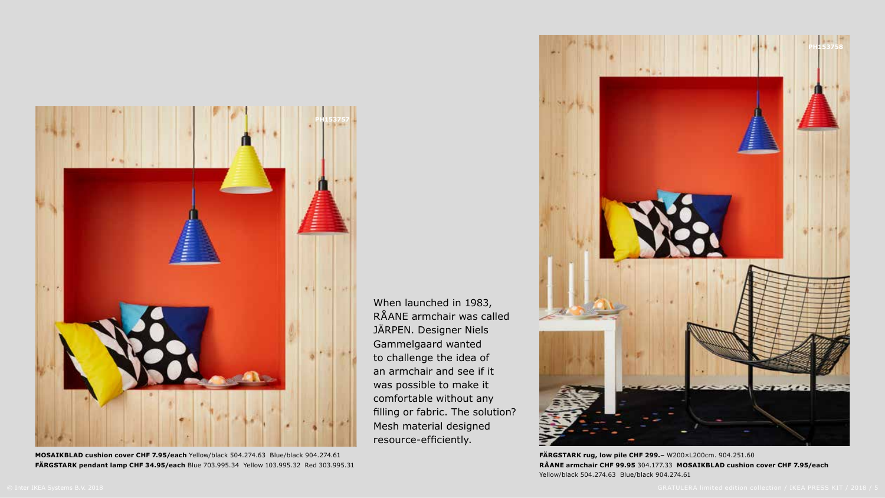**MOSAIKBLAD cushion cover CHF 7.95/each** Yellow/black 504.274.63 Blue/black 904.274.61
**FÄRGSTARK pendant lamp CHF 34.95/each** Blue 703.995.34 Yellow 103.995.32 Red 303.995.31

When launched in 1983, RÅANE armchair was called JÄRPEN. Designer Niels Gammelgaard wanted to challenge the idea of an armchair and see if it was possible to make it comfortable without any filling or fabric. The solution? Mesh material designed resource-efficiently.

**FÄRGSTARK rug, low pile CHF 299.–** W200×L200cm. 904.251.60
**RÅANE armchair CHF 99.95** 304.177.33 **MOSAIKBLAD cushion cover CHF 7.95/each** Yellow/black 504.274.63 Blue/black 904.274.61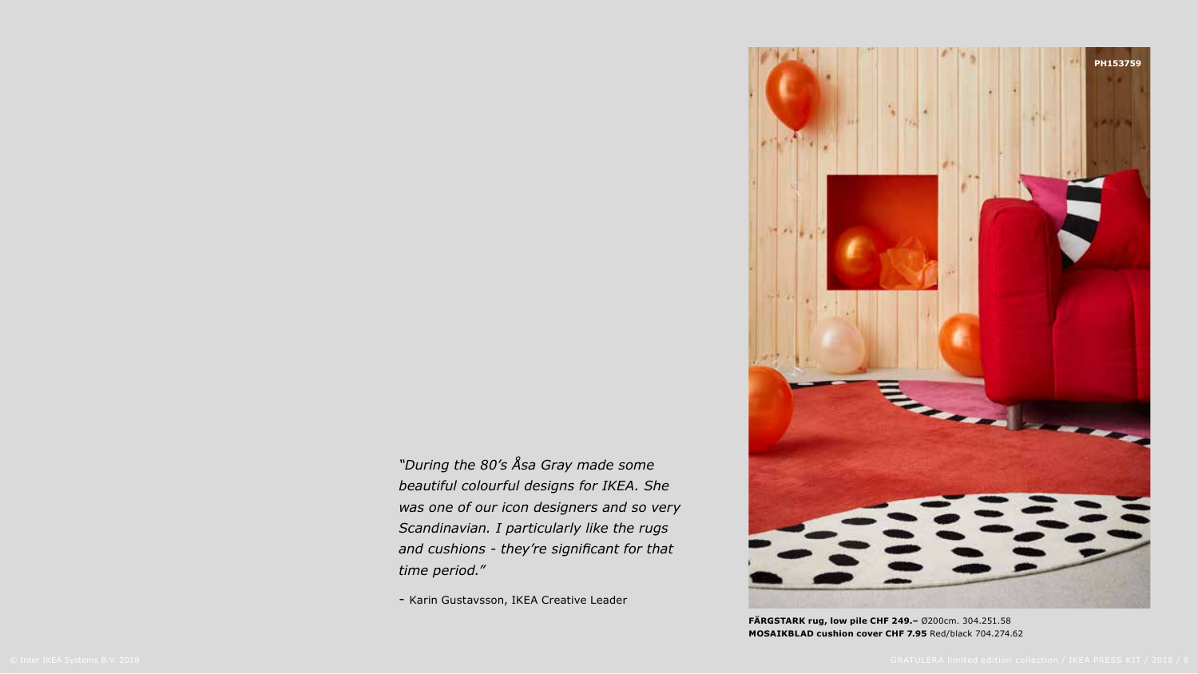*"During the 80's Åsa Gray made some beautiful colourful designs for IKEA. She was one of our icon designers and so very Scandinavian. I particularly like the rugs and cushions - they're significant for that time period."*

- Karin Gustavsson, IKEA Creative Leader

PH153759

**FÄRGSTARK rug, low pile CHF 249.–** Ø200cm. 304.251.58
**MOSAIKBLAD cushion cover CHF 7.95** Red/black 704.274.62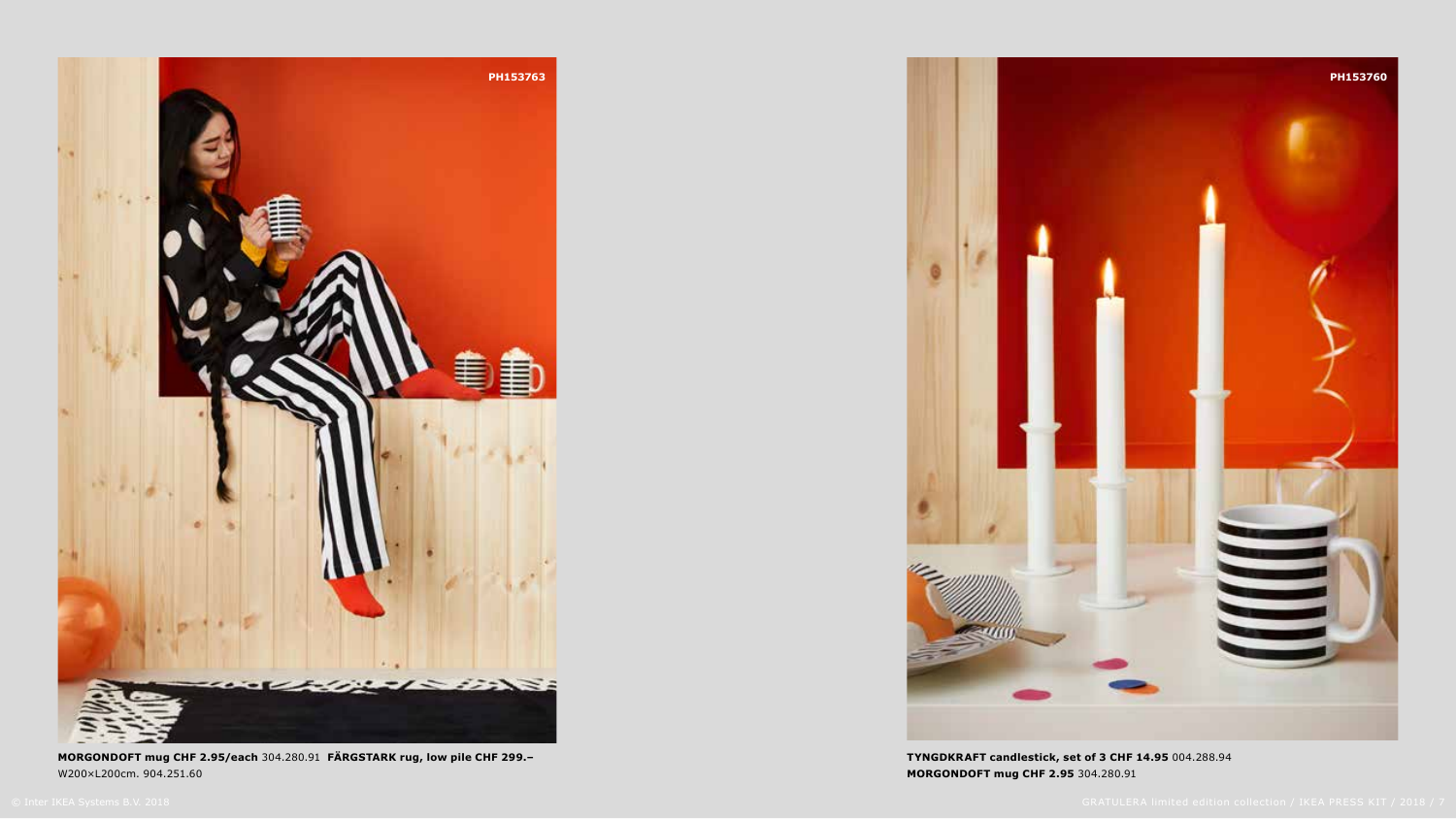PH153763

**MORGONDOFT mug CHF 2.95/each** 304.280.91 **FÄRGSTARK rug, low pile CHF 299.–** W200×L200cm. 904.251.60

PH153760

**TYNGDKRAFT candlestick, set of 3 CHF 14.95** 004.288.94
**MORGONDOFT mug CHF 2.95** 304.280.91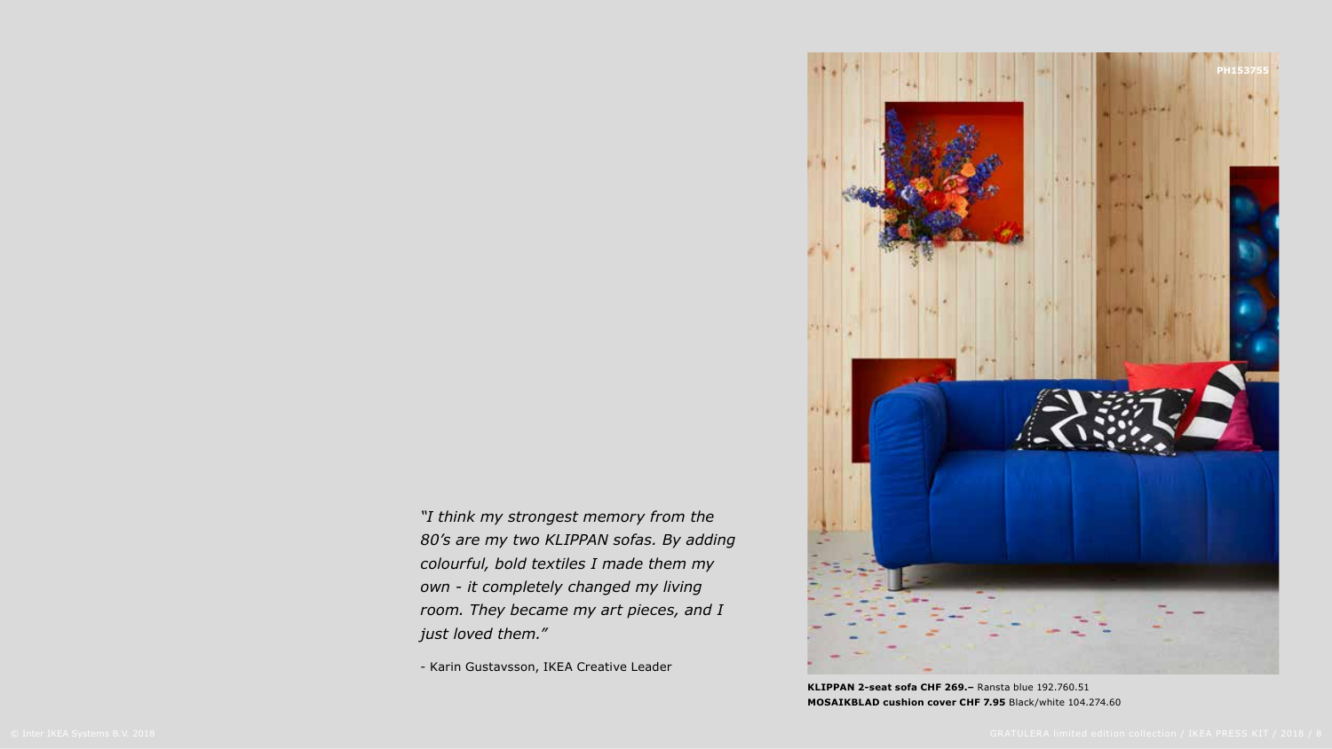*"I think my strongest memory from the 80's are my two KLIPPAN sofas. By adding colourful, bold textiles I made them my own - it completely changed my living room. They became my art pieces, and I just loved them."*

- Karin Gustavsson, IKEA Creative Leader

PH153755

**KLIPPAN 2-seat sofa CHF 269.–** Ransta blue 192.760.51
**MOSAIKBLAD cushion cover CHF 7.95** Black/white 104.274.60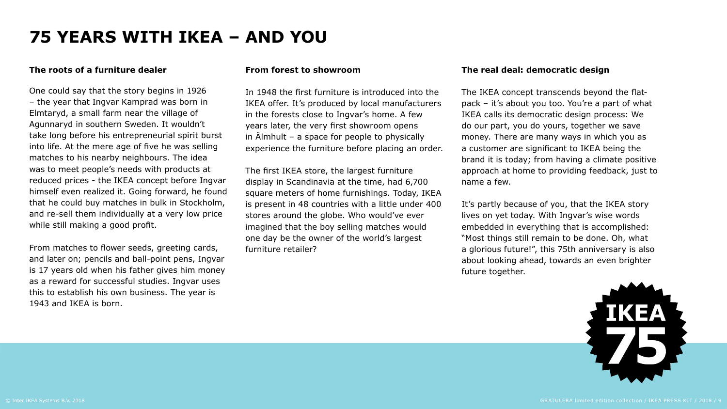# 75 YEARS WITH IKEA – AND YOU

### The roots of a furniture dealer

One could say that the story begins in 1926 – the year that Ingvar Kamprad was born in Elmtaryd, a small farm near the village of Agunnaryd in southern Sweden. It wouldn't take long before his entrepreneurial spirit burst into life. At the mere age of five he was selling matches to his nearby neighbours. The idea was to meet people's needs with products at reduced prices - the IKEA concept before Ingvar himself even realized it. Going forward, he found that he could buy matches in bulk in Stockholm, and re-sell them individually at a very low price while still making a good profit.

From matches to flower seeds, greeting cards, and later on; pencils and ball-point pens, Ingvar is 17 years old when his father gives him money as a reward for successful studies. Ingvar uses this to establish his own business. The year is 1943 and IKEA is born.

### From forest to showroom

In 1948 the first furniture is introduced into the IKEA offer. It's produced by local manufacturers in the forests close to Ingvar's home. A few years later, the very first showroom opens in Älmhult – a space for people to physically experience the furniture before placing an order.

The first IKEA store, the largest furniture display in Scandinavia at the time, had 6,700 square meters of home furnishings. Today, IKEA is present in 48 countries with a little under 400 stores around the globe. Who would've ever imagined that the boy selling matches would one day be the owner of the world's largest furniture retailer?

### The real deal: democratic design

The IKEA concept transcends beyond the flat-pack – it's about you too. You're a part of what IKEA calls its democratic design process: We do our part, you do yours, together we save money. There are many ways in which you as a customer are significant to IKEA being the brand it is today; from having a climate positive approach at home to providing feedback, just to name a few.

It's partly because of you, that the IKEA story lives on yet today. With Ingvar's wise words embedded in everything that is accomplished: "Most things still remain to be done. Oh, what a glorious future!", this 75th anniversary is also about looking ahead, towards an even brighter future together.

IKEA 75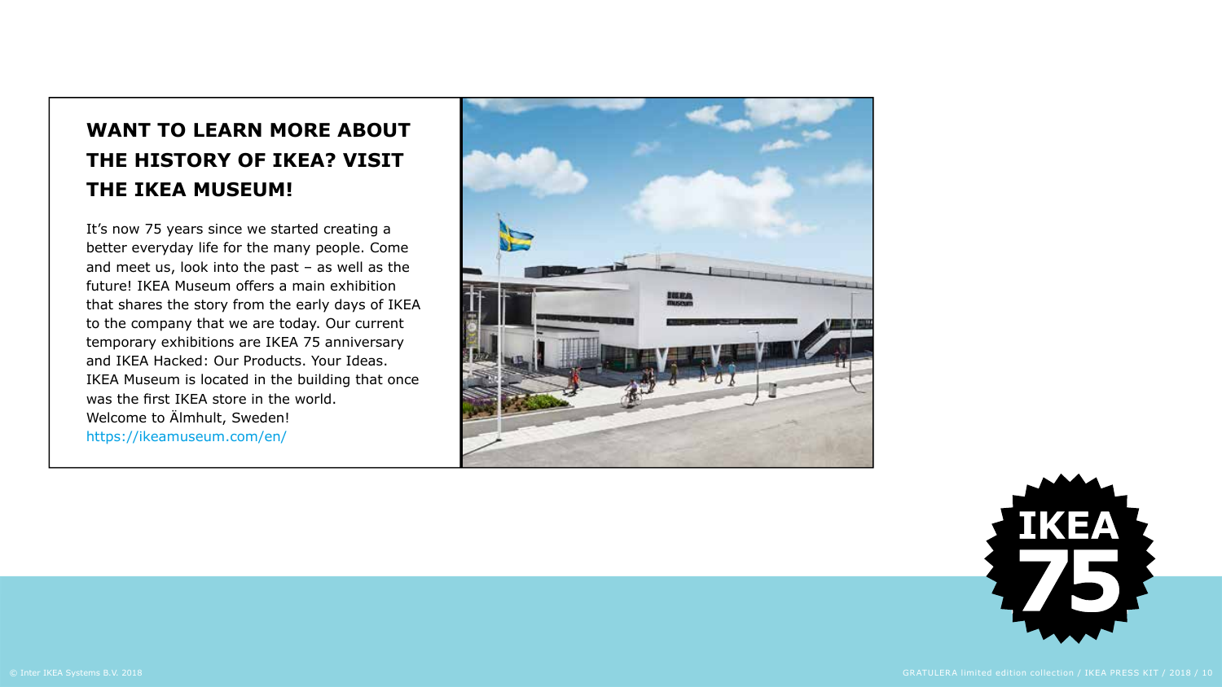## WANT TO LEARN MORE ABOUT THE HISTORY OF IKEA? VISIT THE IKEA MUSEUM!

It's now 75 years since we started creating a better everyday life for the many people. Come and meet us, look into the past – as well as the future! IKEA Museum offers a main exhibition that shares the story from the early days of IKEA to the company that we are today. Our current temporary exhibitions are IKEA 75 anniversary and IKEA Hacked: Our Products. Your Ideas. IKEA Museum is located in the building that once was the first IKEA store in the world. Welcome to Älmhult, Sweden!
https://ikeamuseum.com/en/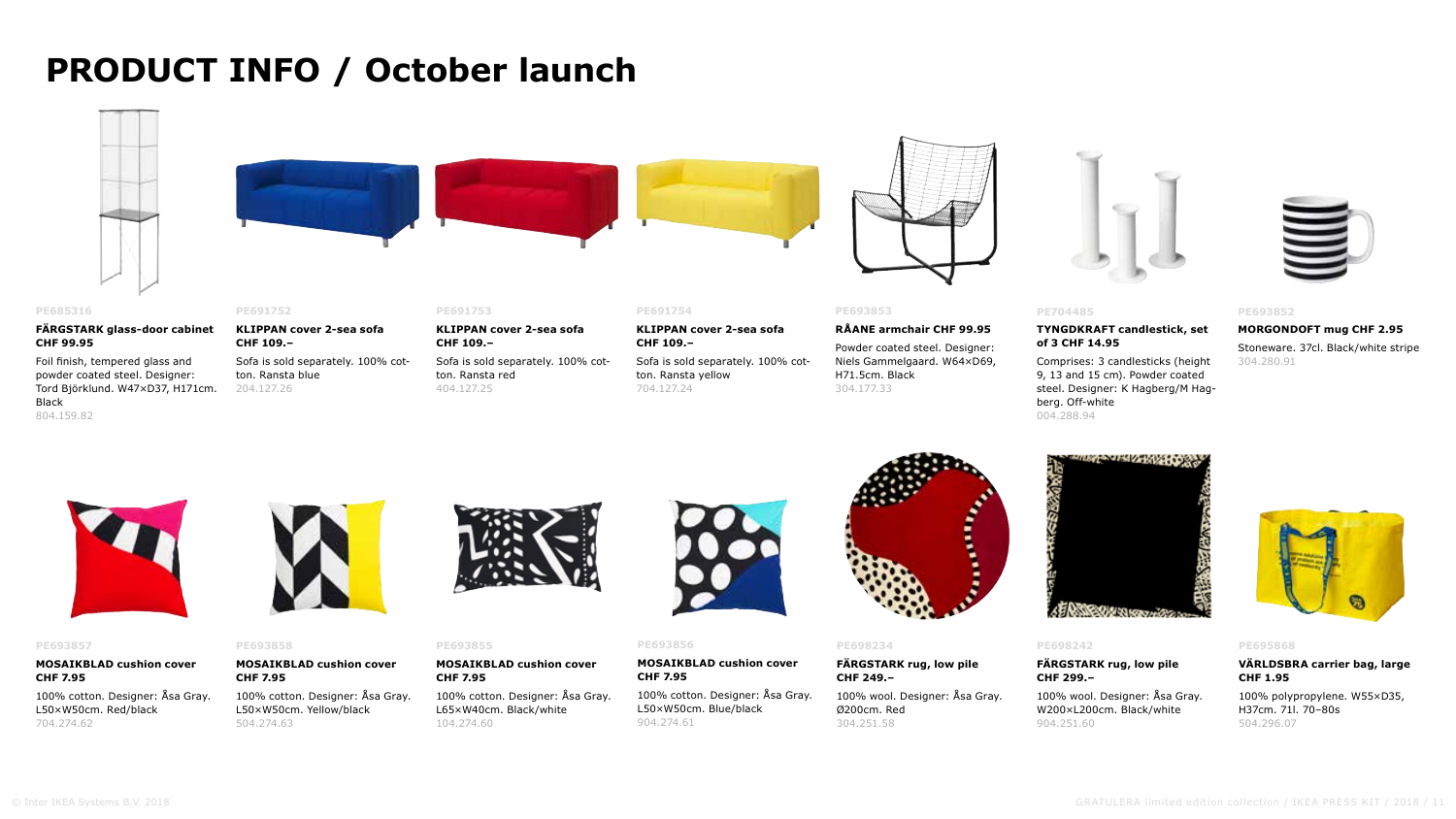# PRODUCT INFO / October launch

PE685316

**FÄRGSTARK glass-door cabinet CHF 99.95**

Foil finish, tempered glass and powder coated steel. Designer: Tord Björklund. W47×D37, H171cm. Black

804.159.82

PE691752

**KLIPPAN cover 2-sea sofa CHF 109.–**

Sofa is sold separately. 100% cotton. Ransta blue

204.127.26

PE691753

**KLIPPAN cover 2-sea sofa CHF 109.–**

Sofa is sold separately. 100% cotton. Ransta red

404.127.25

PE691754

**KLIPPAN cover 2-sea sofa CHF 109.–**

Sofa is sold separately. 100% cotton. Ransta yellow

704.127.24

PE693853

**RÅANE armchair CHF 99.95**

Powder coated steel. Designer: Niels Gammelgaard. W64×D69, H71.5cm. Black

304.177.33

PE704485

**TYNGDKRAFT candlestick, set of 3 CHF 14.95**

Comprises: 3 candlesticks (height 9, 13 and 15 cm). Powder coated steel. Designer: K Hagberg/M Hagberg. Off-white

004.288.94

PE693852

**MORGONDOFT mug CHF 2.95**

Stoneware. 37cl. Black/white stripe

304.280.91

PE693857

**MOSAIKBLAD cushion cover CHF 7.95**

100% cotton. Designer: Åsa Gray. L50×W50cm. Red/black

704.274.62

PE693858

**MOSAIKBLAD cushion cover CHF 7.95**

100% cotton. Designer: Åsa Gray. L50×W50cm. Yellow/black

504.274.63

PE693855

**MOSAIKBLAD cushion cover CHF 7.95**

100% cotton. Designer: Åsa Gray. L65×W40cm. Black/white

104.274.60

PE693856

**MOSAIKBLAD cushion cover CHF 7.95**

100% cotton. Designer: Åsa Gray. L50×W50cm. Blue/black

904.274.61

PE698234

**FÄRGSTARK rug, low pile CHF 249.–**

100% wool. Designer: Åsa Gray. Ø200cm. Red

304.251.58

PE698242

**FÄRGSTARK rug, low pile CHF 299.–**

100% wool. Designer: Åsa Gray. W200×L200cm. Black/white

904.251.60

PE695868

**VÄRLDSBRA carrier bag, large CHF 1.95**

100% polypropylene. W55×D35, H37cm. 71l. 70–80s

504.296.07

© Inter IKEA Systems B.V. 2018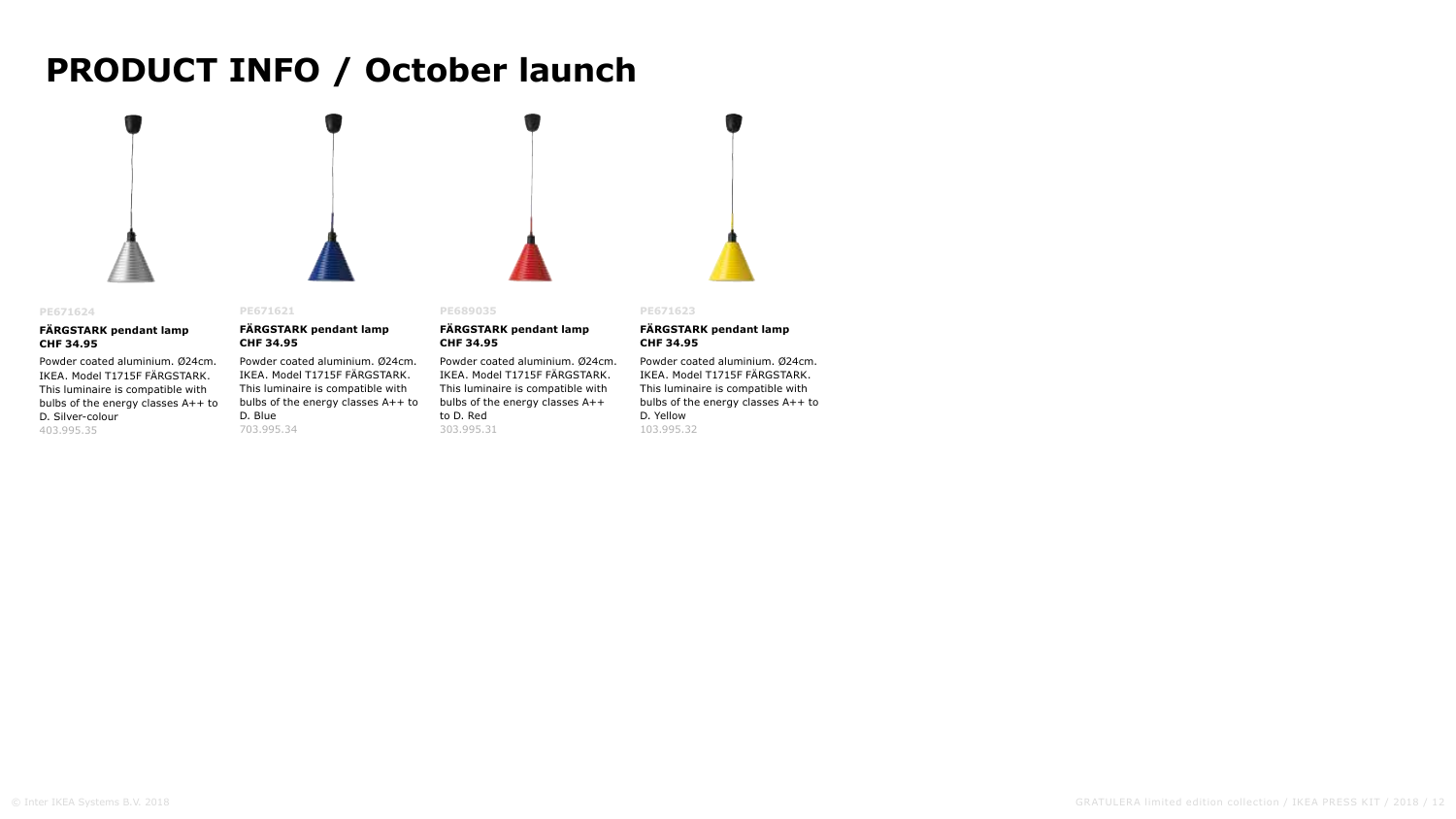# PRODUCT INFO / October launch

PE671624

**FÄRGSTARK pendant lamp**
**CHF 34.95**

Powder coated aluminium. Ø24cm. IKEA. Model T1715F FÄRGSTARK. This luminaire is compatible with bulbs of the energy classes A++ to D. Silver-colour
403.995.35

PE671621

**FÄRGSTARK pendant lamp**
**CHF 34.95**

Powder coated aluminium. Ø24cm. IKEA. Model T1715F FÄRGSTARK. This luminaire is compatible with bulbs of the energy classes A++ to D. Blue
703.995.34

PE689035

**FÄRGSTARK pendant lamp**
**CHF 34.95**

Powder coated aluminium. Ø24cm. IKEA. Model T1715F FÄRGSTARK. This luminaire is compatible with bulbs of the energy classes A++ to D. Red
303.995.31

PE671623

**FÄRGSTARK pendant lamp**
**CHF 34.95**

Powder coated aluminium. Ø24cm. IKEA. Model T1715F FÄRGSTARK. This luminaire is compatible with bulbs of the energy classes A++ to D. Yellow
103.995.32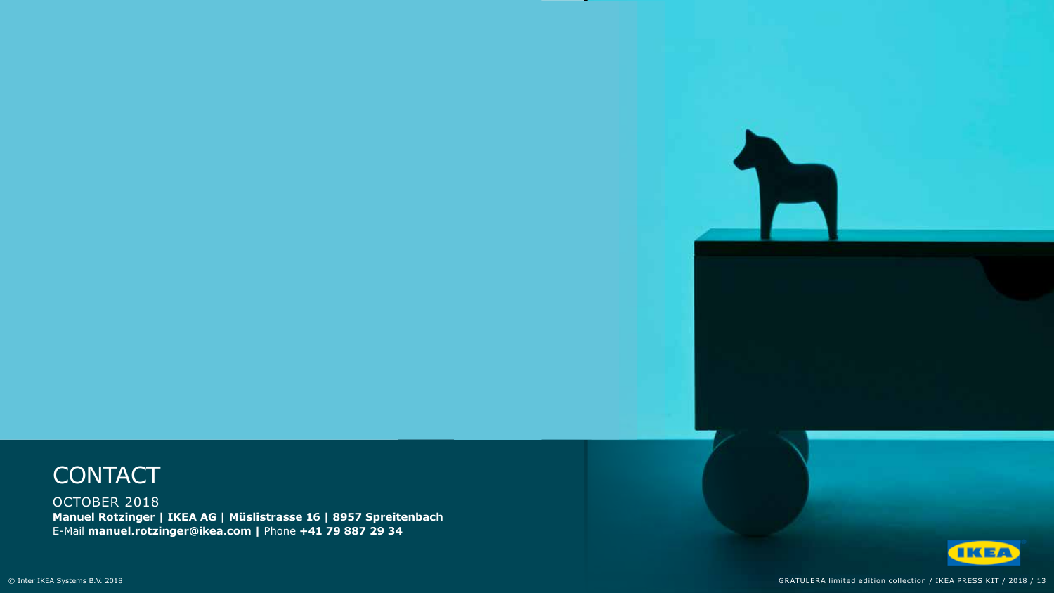# CONTACT

OCTOBER 2018

**Manuel Rotzinger | IKEA AG | Müslistrasse 16 | 8957 Spreitenbach**

E-Mail **manuel.rotzinger@ikea.com |** Phone **+41 79 887 29 34**

© Inter IKEA Systems B.V. 2018